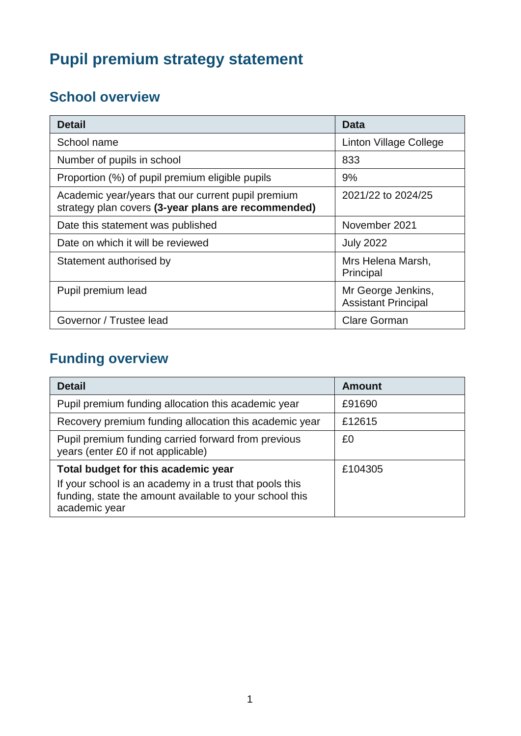# Pupil premium strategy statement

## School overview

| Detail | Data |
|---|---|
| School name | Linton Village College |
| Number of pupils in school | 833 |
| Proportion (%) of pupil premium eligible pupils | 9% |
| Academic year/years that our current pupil premium strategy plan covers **(3-year plans are recommended)** | 2021/22 to 2024/25 |
| Date this statement was published | November 2021 |
| Date on which it will be reviewed | July 2022 |
| Statement authorised by | Mrs Helena Marsh, Principal |
| Pupil premium lead | Mr George Jenkins, Assistant Principal |
| Governor / Trustee lead | Clare Gorman |

## Funding overview

| Detail | Amount |
|---|---|
| Pupil premium funding allocation this academic year | £91690 |
| Recovery premium funding allocation this academic year | £12615 |
| Pupil premium funding carried forward from previous years (enter £0 if not applicable) | £0 |
| **Total budget for this academic year** If your school is an academy in a trust that pools this funding, state the amount available to your school this academic year | £104305 |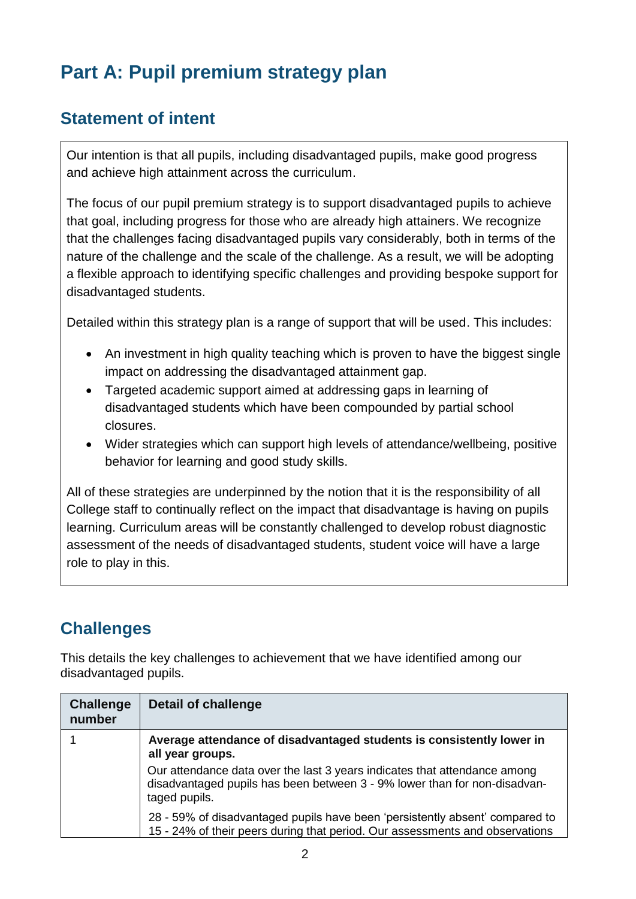# Part A: Pupil premium strategy plan

## Statement of intent

Our intention is that all pupils, including disadvantaged pupils, make good progress and achieve high attainment across the curriculum.

The focus of our pupil premium strategy is to support disadvantaged pupils to achieve that goal, including progress for those who are already high attainers. We recognize that the challenges facing disadvantaged pupils vary considerably, both in terms of the nature of the challenge and the scale of the challenge. As a result, we will be adopting a flexible approach to identifying specific challenges and providing bespoke support for disadvantaged students.

Detailed within this strategy plan is a range of support that will be used. This includes:

- An investment in high quality teaching which is proven to have the biggest single impact on addressing the disadvantaged attainment gap.
- Targeted academic support aimed at addressing gaps in learning of disadvantaged students which have been compounded by partial school closures.
- Wider strategies which can support high levels of attendance/wellbeing, positive behavior for learning and good study skills.

All of these strategies are underpinned by the notion that it is the responsibility of all College staff to continually reflect on the impact that disadvantage is having on pupils learning. Curriculum areas will be constantly challenged to develop robust diagnostic assessment of the needs of disadvantaged students, student voice will have a large role to play in this.

## Challenges

This details the key challenges to achievement that we have identified among our disadvantaged pupils.

| Challenge number | Detail of challenge |
|---|---|
| 1 | **Average attendance of disadvantaged students is consistently lower in all year groups.**<br>Our attendance data over the last 3 years indicates that attendance among disadvantaged pupils has been between 3 - 9% lower than for non-disadvantaged pupils.<br>28 - 59% of disadvantaged pupils have been 'persistently absent' compared to 15 - 24% of their peers during that period. Our assessments and observations |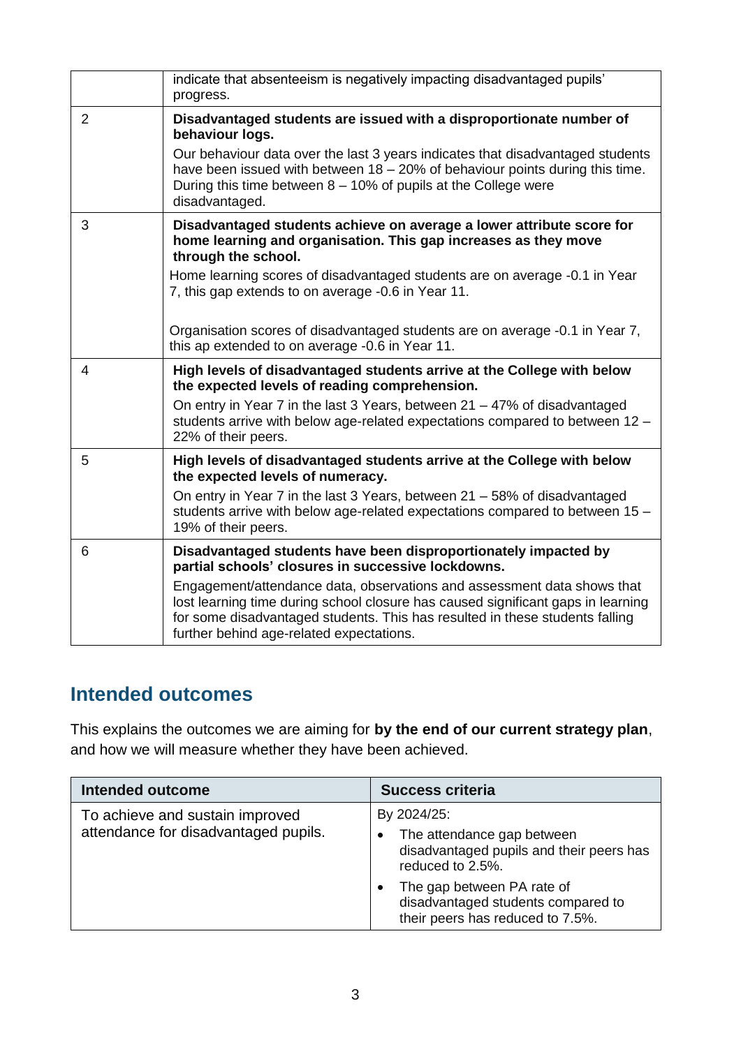| | |
|---|---|
| | indicate that absenteeism is negatively impacting disadvantaged pupils' progress. |
| 2 | **Disadvantaged students are issued with a disproportionate number of behaviour logs.**<br><br>Our behaviour data over the last 3 years indicates that disadvantaged students have been issued with between 18 – 20% of behaviour points during this time. During this time between 8 – 10% of pupils at the College were disadvantaged. |
| 3 | **Disadvantaged students achieve on average a lower attribute score for home learning and organisation. This gap increases as they move through the school.**<br><br>Home learning scores of disadvantaged students are on average -0.1 in Year 7, this gap extends to on average -0.6 in Year 11.<br><br>Organisation scores of disadvantaged students are on average -0.1 in Year 7, this ap extended to on average -0.6 in Year 11. |
| 4 | **High levels of disadvantaged students arrive at the College with below the expected levels of reading comprehension.**<br><br>On entry in Year 7 in the last 3 Years, between 21 – 47% of disadvantaged students arrive with below age-related expectations compared to between 12 – 22% of their peers. |
| 5 | **High levels of disadvantaged students arrive at the College with below the expected levels of numeracy.**<br><br>On entry in Year 7 in the last 3 Years, between 21 – 58% of disadvantaged students arrive with below age-related expectations compared to between 15 – 19% of their peers. |
| 6 | **Disadvantaged students have been disproportionately impacted by partial schools' closures in successive lockdowns.**<br><br>Engagement/attendance data, observations and assessment data shows that lost learning time during school closure has caused significant gaps in learning for some disadvantaged students. This has resulted in these students falling further behind age-related expectations. |

## Intended outcomes

This explains the outcomes we are aiming for **by the end of our current strategy plan**, and how we will measure whether they have been achieved.

| Intended outcome | Success criteria |
|---|---|
| To achieve and sustain improved attendance for disadvantaged pupils. | By 2024/25:<br>• The attendance gap between disadvantaged pupils and their peers has reduced to 2.5%.<br>• The gap between PA rate of disadvantaged students compared to their peers has reduced to 7.5%. |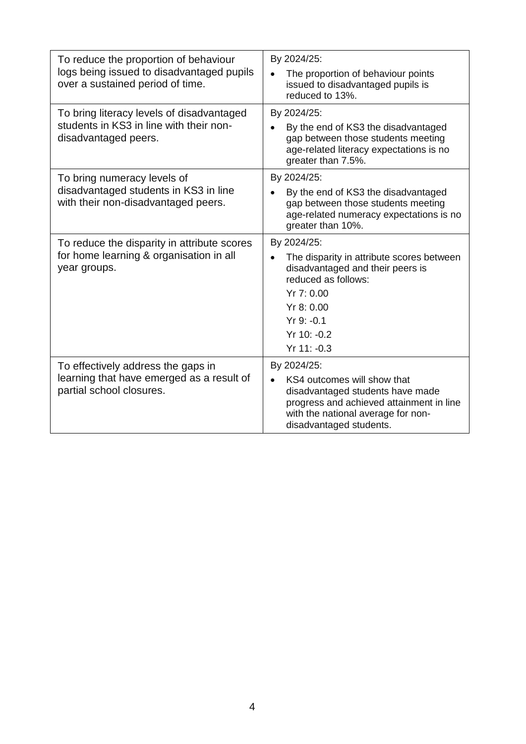| | |
|---|---|
| To reduce the proportion of behaviour logs being issued to disadvantaged pupils over a sustained period of time. | By 2024/25:<br>• The proportion of behaviour points issued to disadvantaged pupils is reduced to 13%. |
| To bring literacy levels of disadvantaged students in KS3 in line with their non-disadvantaged peers. | By 2024/25:<br>• By the end of KS3 the disadvantaged gap between those students meeting age-related literacy expectations is no greater than 7.5%. |
| To bring numeracy levels of disadvantaged students in KS3 in line with their non-disadvantaged peers. | By 2024/25:<br>• By the end of KS3 the disadvantaged gap between those students meeting age-related numeracy expectations is no greater than 10%. |
| To reduce the disparity in attribute scores for home learning & organisation in all year groups. | By 2024/25:<br>• The disparity in attribute scores between disadvantaged and their peers is reduced as follows:<br>Yr 7: 0.00<br>Yr 8: 0.00<br>Yr 9: -0.1<br>Yr 10: -0.2<br>Yr 11: -0.3 |
| To effectively address the gaps in learning that have emerged as a result of partial school closures. | By 2024/25:<br>• KS4 outcomes will show that disadvantaged students have made progress and achieved attainment in line with the national average for non-disadvantaged students. |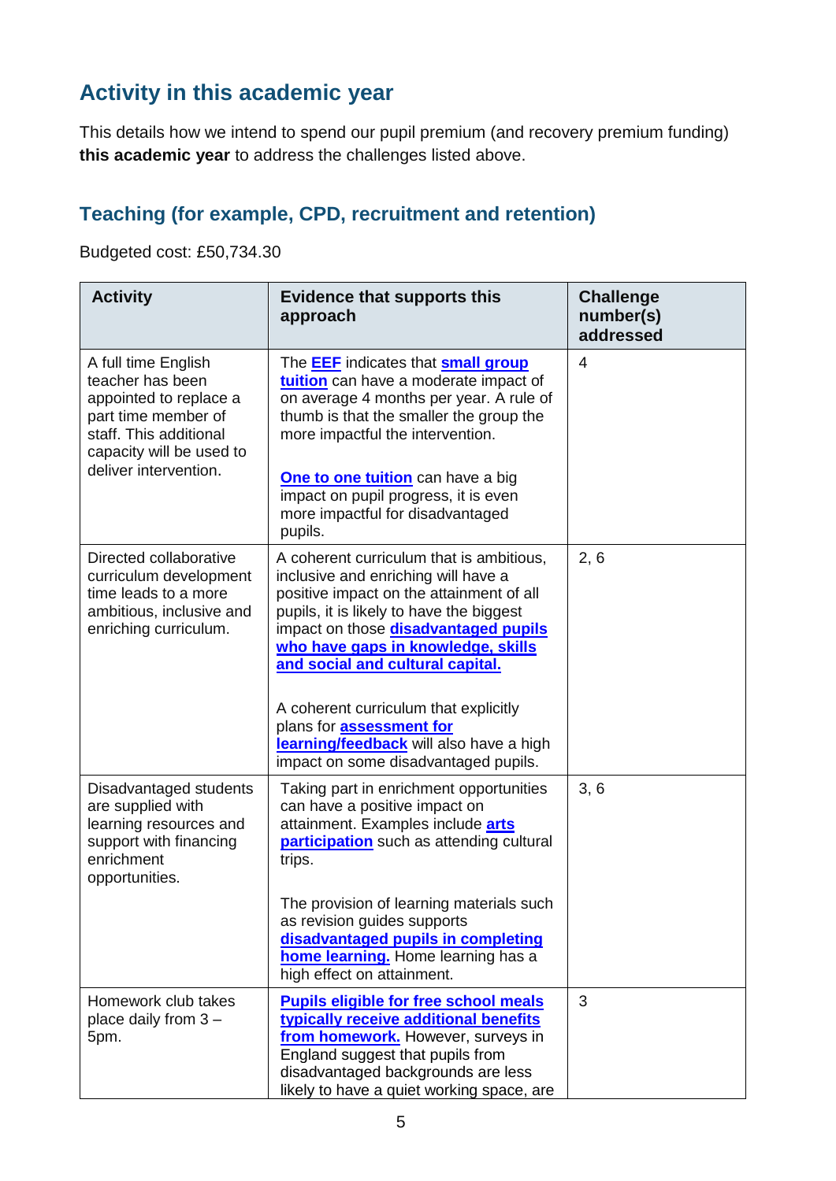## Activity in this academic year

This details how we intend to spend our pupil premium (and recovery premium funding) **this academic year** to address the challenges listed above.

### Teaching (for example, CPD, recruitment and retention)

Budgeted cost: £50,734.30

| Activity | Evidence that supports this approach | Challenge number(s) addressed |
|---|---|---|
| A full time English teacher has been appointed to replace a part time member of staff. This additional capacity will be used to deliver intervention. | The **EEF** indicates that **small group tuition** can have a moderate impact of on average 4 months per year. A rule of thumb is that the smaller the group the more impactful the intervention.<br><br>**One to one tuition** can have a big impact on pupil progress, it is even more impactful for disadvantaged pupils. | 4 |
| Directed collaborative curriculum development time leads to a more ambitious, inclusive and enriching curriculum. | A coherent curriculum that is ambitious, inclusive and enriching will have a positive impact on the attainment of all pupils, it is likely to have the biggest impact on those **disadvantaged pupils who have gaps in knowledge, skills and social and cultural capital.**<br><br>A coherent curriculum that explicitly plans for **assessment for learning/feedback** will also have a high impact on some disadvantaged pupils. | 2, 6 |
| Disadvantaged students are supplied with learning resources and support with financing enrichment opportunities. | Taking part in enrichment opportunities can have a positive impact on attainment. Examples include **arts participation** such as attending cultural trips.<br><br>The provision of learning materials such as revision guides supports **disadvantaged pupils in completing home learning.** Home learning has a high effect on attainment. | 3, 6 |
| Homework club takes place daily from 3 – 5pm. | **Pupils eligible for free school meals typically receive additional benefits from homework.** However, surveys in England suggest that pupils from disadvantaged backgrounds are less likely to have a quiet working space, are | 3 |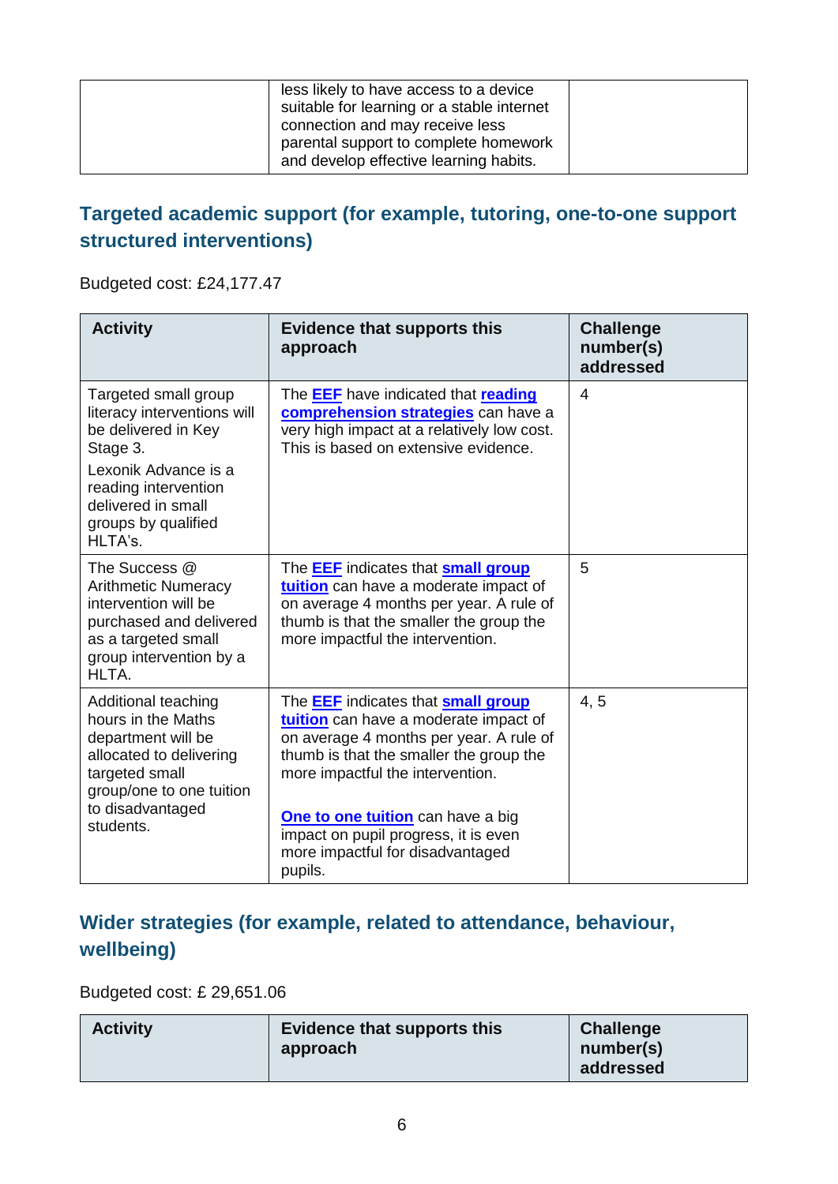| | less likely to have access to a device suitable for learning or a stable internet connection and may receive less parental support to complete homework and develop effective learning habits. | |
|---|---|---|

## Targeted academic support (for example, tutoring, one-to-one support structured interventions)

Budgeted cost: £24,177.47

| Activity | Evidence that supports this approach | Challenge number(s) addressed |
|---|---|---|
| Targeted small group literacy interventions will be delivered in Key Stage 3.<br><br>Lexonik Advance is a reading intervention delivered in small groups by qualified HLTA's. | The **EEF** have indicated that **reading comprehension strategies** can have a very high impact at a relatively low cost. This is based on extensive evidence. | 4 |
| The Success @ Arithmetic Numeracy intervention will be purchased and delivered as a targeted small group intervention by a HLTA. | The **EEF** indicates that **small group tuition** can have a moderate impact of on average 4 months per year. A rule of thumb is that the smaller the group the more impactful the intervention. | 5 |
| Additional teaching hours in the Maths department will be allocated to delivering targeted small group/one to one tuition to disadvantaged students. | The **EEF** indicates that **small group tuition** can have a moderate impact of on average 4 months per year. A rule of thumb is that the smaller the group the more impactful the intervention.<br><br>**One to one tuition** can have a big impact on pupil progress, it is even more impactful for disadvantaged pupils. | 4, 5 |

## Wider strategies (for example, related to attendance, behaviour, wellbeing)

Budgeted cost: £ 29,651.06

| Activity | Evidence that supports this approach | Challenge number(s) addressed |
|---|---|---|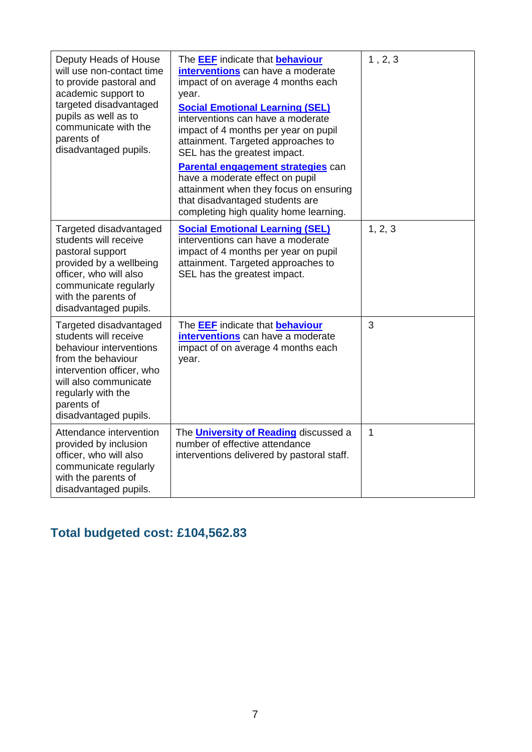| | | |
|---|---|---|
| Deputy Heads of House will use non-contact time to provide pastoral and academic support to targeted disadvantaged pupils as well as to communicate with the parents of disadvantaged pupils. | The **EEF** indicate that **behaviour interventions** can have a moderate impact of on average 4 months each year.<br>**Social Emotional Learning (SEL)** interventions can have a moderate impact of 4 months per year on pupil attainment. Targeted approaches to SEL has the greatest impact.<br>**Parental engagement strategies** can have a moderate effect on pupil attainment when they focus on ensuring that disadvantaged students are completing high quality home learning. | 1 , 2, 3 |
| Targeted disadvantaged students will receive pastoral support provided by a wellbeing officer, who will also communicate regularly with the parents of disadvantaged pupils. | **Social Emotional Learning (SEL)** interventions can have a moderate impact of 4 months per year on pupil attainment. Targeted approaches to SEL has the greatest impact. | 1, 2, 3 |
| Targeted disadvantaged students will receive behaviour interventions from the behaviour intervention officer, who will also communicate regularly with the parents of disadvantaged pupils. | The **EEF** indicate that **behaviour interventions** can have a moderate impact of on average 4 months each year. | 3 |
| Attendance intervention provided by inclusion officer, who will also communicate regularly with the parents of disadvantaged pupils. | The **University of Reading** discussed a number of effective attendance interventions delivered by pastoral staff. | 1 |

## Total budgeted cost: £104,562.83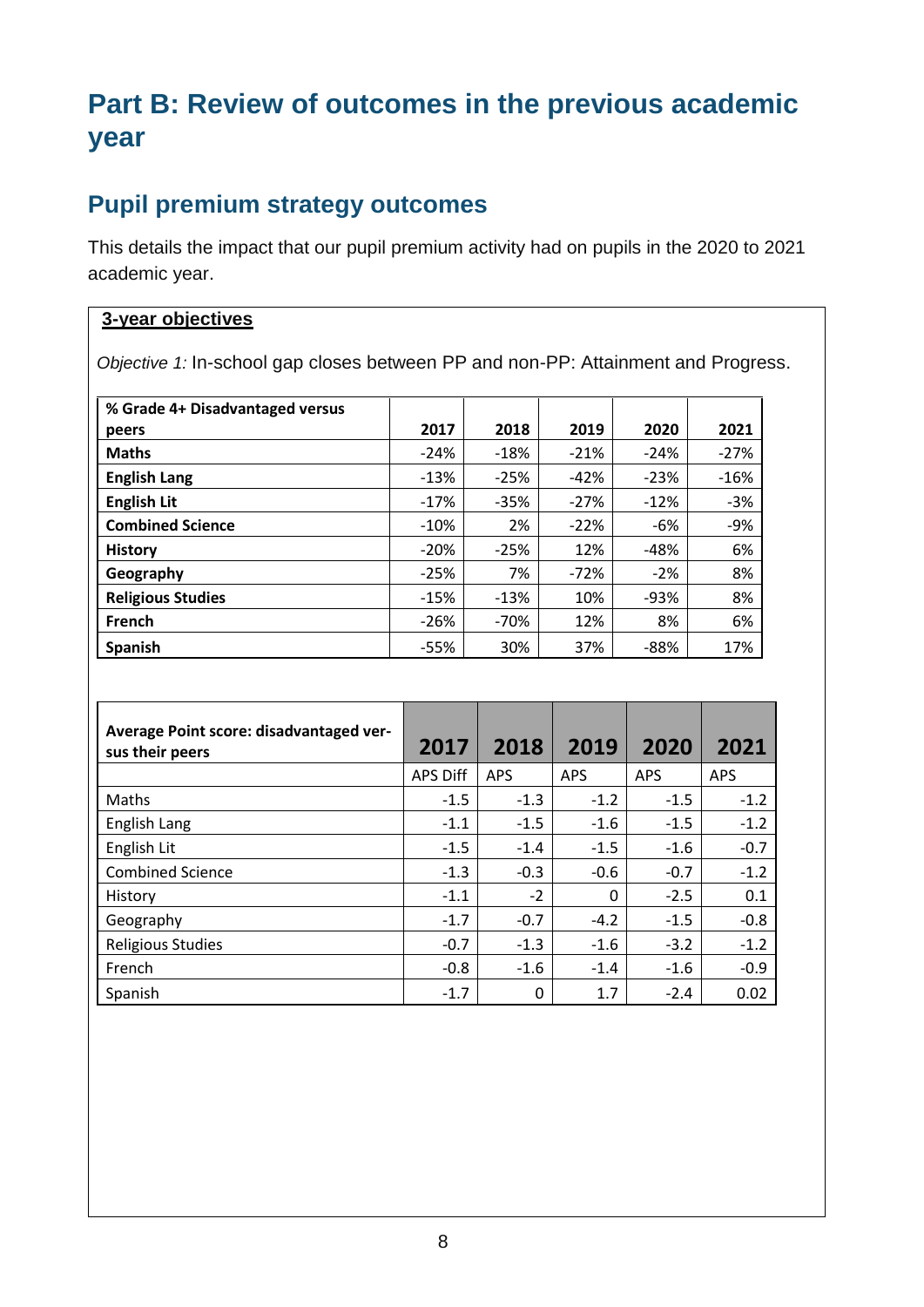# Part B: Review of outcomes in the previous academic year

## Pupil premium strategy outcomes

This details the impact that our pupil premium activity had on pupils in the 2020 to 2021 academic year.

**3-year objectives**

*Objective 1:* In-school gap closes between PP and non-PP: Attainment and Progress.

| % Grade 4+ Disadvantaged versus peers | 2017 | 2018 | 2019 | 2020 | 2021 |
|---|---|---|---|---|---|
| **Maths** | -24% | -18% | -21% | -24% | -27% |
| **English Lang** | -13% | -25% | -42% | -23% | -16% |
| **English Lit** | -17% | -35% | -27% | -12% | -3% |
| **Combined Science** | -10% | 2% | -22% | -6% | -9% |
| **History** | -20% | -25% | 12% | -48% | 6% |
| **Geography** | -25% | 7% | -72% | -2% | 8% |
| **Religious Studies** | -15% | -13% | 10% | -93% | 8% |
| **French** | -26% | -70% | 12% | 8% | 6% |
| **Spanish** | -55% | 30% | 37% | -88% | 17% |

| Average Point score: disadvantaged versus their peers | 2017 | 2018 | 2019 | 2020 | 2021 |
|---|---|---|---|---|---|
| | APS Diff | APS | APS | APS | APS |
| Maths | -1.5 | -1.3 | -1.2 | -1.5 | -1.2 |
| English Lang | -1.1 | -1.5 | -1.6 | -1.5 | -1.2 |
| English Lit | -1.5 | -1.4 | -1.5 | -1.6 | -0.7 |
| Combined Science | -1.3 | -0.3 | -0.6 | -0.7 | -1.2 |
| History | -1.1 | -2 | 0 | -2.5 | 0.1 |
| Geography | -1.7 | -0.7 | -4.2 | -1.5 | -0.8 |
| Religious Studies | -0.7 | -1.3 | -1.6 | -3.2 | -1.2 |
| French | -0.8 | -1.6 | -1.4 | -1.6 | -0.9 |
| Spanish | -1.7 | 0 | 1.7 | -2.4 | 0.02 |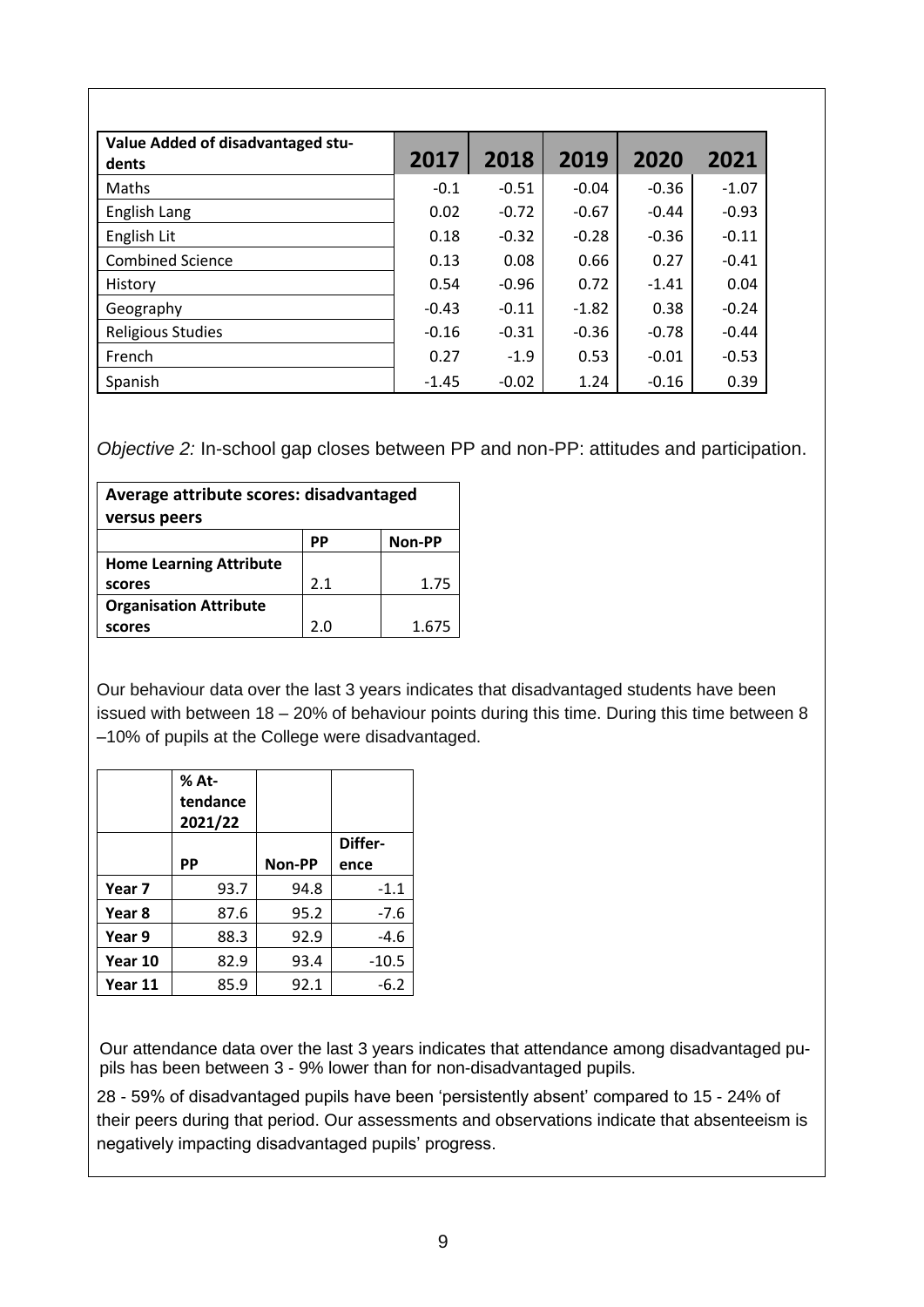| Value Added of disadvantaged students | 2017 | 2018 | 2019 | 2020 | 2021 |
|---|---|---|---|---|---|
| Maths | -0.1 | -0.51 | -0.04 | -0.36 | -1.07 |
| English Lang | 0.02 | -0.72 | -0.67 | -0.44 | -0.93 |
| English Lit | 0.18 | -0.32 | -0.28 | -0.36 | -0.11 |
| Combined Science | 0.13 | 0.08 | 0.66 | 0.27 | -0.41 |
| History | 0.54 | -0.96 | 0.72 | -1.41 | 0.04 |
| Geography | -0.43 | -0.11 | -1.82 | 0.38 | -0.24 |
| Religious Studies | -0.16 | -0.31 | -0.36 | -0.78 | -0.44 |
| French | 0.27 | -1.9 | 0.53 | -0.01 | -0.53 |
| Spanish | -1.45 | -0.02 | 1.24 | -0.16 | 0.39 |

*Objective 2:* In-school gap closes between PP and non-PP: attitudes and participation.

| Average attribute scores: disadvantaged versus peers | | |
|---|---|---|
| | **PP** | **Non-PP** |
| **Home Learning Attribute scores** | 2.1 | 1.75 |
| **Organisation Attribute scores** | 2.0 | 1.675 |

Our behaviour data over the last 3 years indicates that disadvantaged students have been issued with between 18 – 20% of behaviour points during this time. During this time between 8 –10% of pupils at the College were disadvantaged.

| | % Attendance 2021/22 | | |
|---|---|---|---|
| | **PP** | **Non-PP** | **Difference** |
| **Year 7** | 93.7 | 94.8 | -1.1 |
| **Year 8** | 87.6 | 95.2 | -7.6 |
| **Year 9** | 88.3 | 92.9 | -4.6 |
| **Year 10** | 82.9 | 93.4 | -10.5 |
| **Year 11** | 85.9 | 92.1 | -6.2 |

Our attendance data over the last 3 years indicates that attendance among disadvantaged pupils has been between 3 - 9% lower than for non-disadvantaged pupils.

28 - 59% of disadvantaged pupils have been 'persistently absent' compared to 15 - 24% of their peers during that period. Our assessments and observations indicate that absenteeism is negatively impacting disadvantaged pupils' progress.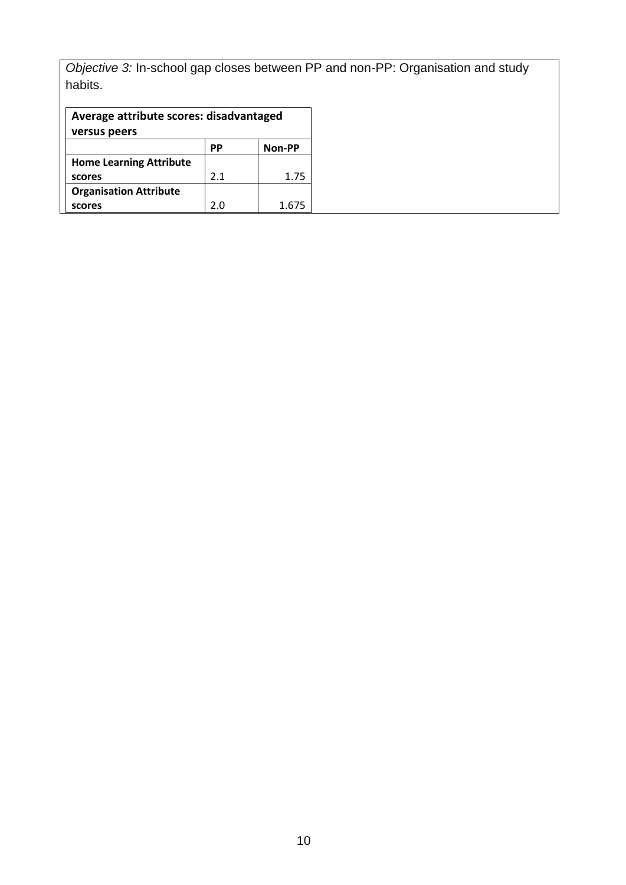*Objective 3:* In-school gap closes between PP and non-PP: Organisation and study habits.

| Average attribute scores: disadvantaged versus peers | | |
|---|---|---|
| | **PP** | **Non-PP** |
| **Home Learning Attribute scores** | 2.1 | 1.75 |
| **Organisation Attribute scores** | 2.0 | 1.675 |